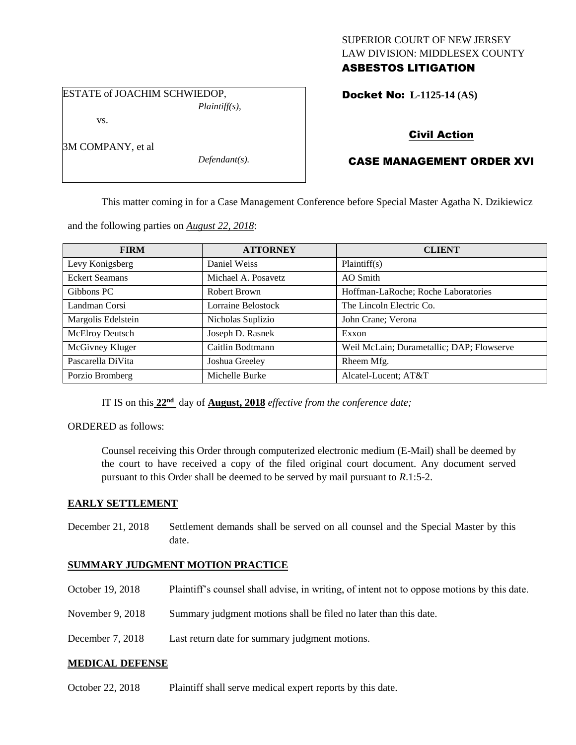SUPERIOR COURT OF NEW JERSEY
LAW DIVISION: MIDDLESEX COUNTY
**ASBESTOS LITIGATION**

ESTATE of JOACHIM SCHWIEDOP,
*Plaintiff(s),*

vs.

3M COMPANY, et al
*Defendant(s).*

**Docket No: L-1125-14 (AS)**

**Civil Action**

**CASE MANAGEMENT ORDER XVI**

This matter coming in for a Case Management Conference before Special Master Agatha N. Dzikiewicz and the following parties on *August 22, 2018*:

| FIRM | ATTORNEY | CLIENT |
|---|---|---|
| Levy Konigsberg | Daniel Weiss | Plaintiff(s) |
| Eckert Seamans | Michael A. Posavetz | AO Smith |
| Gibbons PC | Robert Brown | Hoffman-LaRoche; Roche Laboratories |
| Landman Corsi | Lorraine Belostock | The Lincoln Electric Co. |
| Margolis Edelstein | Nicholas Suplizio | John Crane; Verona |
| McElroy Deutsch | Joseph D. Rasnek | Exxon |
| McGivney Kluger | Caitlin Bodtmann | Weil McLain; Durametallic; DAP; Flowserve |
| Pascarella DiVita | Joshua Greeley | Rheem Mfg. |
| Porzio Bromberg | Michelle Burke | Alcatel-Lucent; AT&T |

IT IS on this **22nd** day of **August, 2018** *effective from the conference date;*

ORDERED as follows:

Counsel receiving this Order through computerized electronic medium (E-Mail) shall be deemed by the court to have received a copy of the filed original court document. Any document served pursuant to this Order shall be deemed to be served by mail pursuant to *R*.1:5-2.

**EARLY SETTLEMENT**

December 21, 2018 Settlement demands shall be served on all counsel and the Special Master by this date.

**SUMMARY JUDGMENT MOTION PRACTICE**

October 19, 2018 Plaintiff's counsel shall advise, in writing, of intent not to oppose motions by this date.

November 9, 2018 Summary judgment motions shall be filed no later than this date.

December 7, 2018 Last return date for summary judgment motions.

**MEDICAL DEFENSE**

October 22, 2018 Plaintiff shall serve medical expert reports by this date.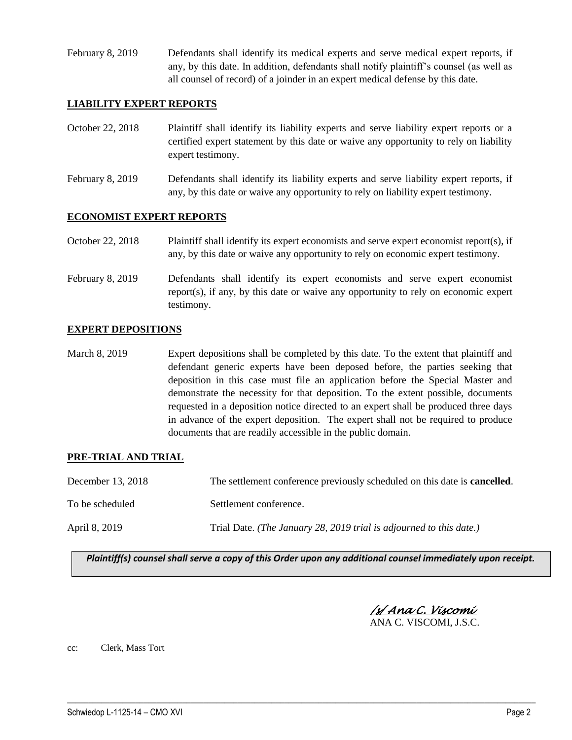| | |
|---|---|
| February 8, 2019 | Defendants shall identify its medical experts and serve medical expert reports, if any, by this date. In addition, defendants shall notify plaintiff's counsel (as well as all counsel of record) of a joinder in an expert medical defense by this date. |

## LIABILITY EXPERT REPORTS

| | |
|---|---|
| October 22, 2018 | Plaintiff shall identify its liability experts and serve liability expert reports or a certified expert statement by this date or waive any opportunity to rely on liability expert testimony. |
| February 8, 2019 | Defendants shall identify its liability experts and serve liability expert reports, if any, by this date or waive any opportunity to rely on liability expert testimony. |

## ECONOMIST EXPERT REPORTS

| | |
|---|---|
| October 22, 2018 | Plaintiff shall identify its expert economists and serve expert economist report(s), if any, by this date or waive any opportunity to rely on economic expert testimony. |
| February 8, 2019 | Defendants shall identify its expert economists and serve expert economist report(s), if any, by this date or waive any opportunity to rely on economic expert testimony. |

## EXPERT DEPOSITIONS

| | |
|---|---|
| March 8, 2019 | Expert depositions shall be completed by this date. To the extent that plaintiff and defendant generic experts have been deposed before, the parties seeking that deposition in this case must file an application before the Special Master and demonstrate the necessity for that deposition. To the extent possible, documents requested in a deposition notice directed to an expert shall be produced three days in advance of the expert deposition. The expert shall not be required to produce documents that are readily accessible in the public domain. |

## PRE-TRIAL AND TRIAL

| | |
|---|---|
| December 13, 2018 | The settlement conference previously scheduled on this date is **cancelled**. |
| To be scheduled | Settlement conference. |
| April 8, 2019 | Trial Date. *(The January 28, 2019 trial is adjourned to this date.)* |

***Plaintiff(s) counsel shall serve a copy of this Order upon any additional counsel immediately upon receipt.***

*/s/ Ana C. Viscomi*
ANA C. VISCOMI, J.S.C.

cc: Clerk, Mass Tort

Schwiedop L-1125-14 – CMO XVI